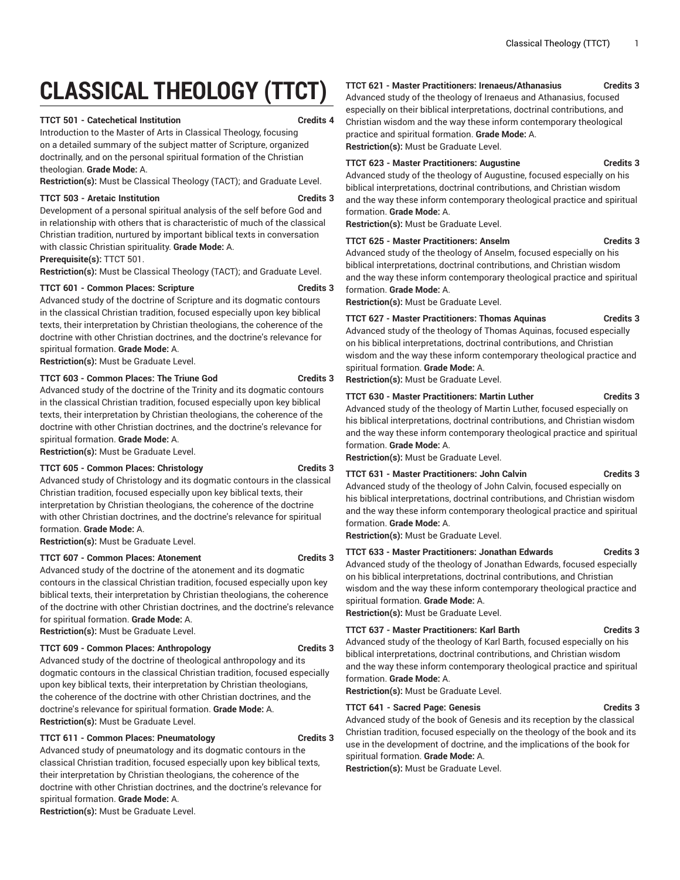# CLASSICAL THEOLOGY (TTCT)

**TTCT 501 - Catechetical Institution** **Credits 4**

Introduction to the Master of Arts in Classical Theology, focusing on a detailed summary of the subject matter of Scripture, organized doctrinally, and on the personal spiritual formation of the Christian theologian. **Grade Mode:** A.

**Restriction(s):** Must be Classical Theology (TACT); and Graduate Level.

**TTCT 503 - Aretaic Institution** **Credits 3**

Development of a personal spiritual analysis of the self before God and in relationship with others that is characteristic of much of the classical Christian tradition, nurtured by important biblical texts in conversation with classic Christian spirituality. **Grade Mode:** A.

**Prerequisite(s):** TTCT 501.

**Restriction(s):** Must be Classical Theology (TACT); and Graduate Level.

**TTCT 601 - Common Places: Scripture** **Credits 3**

Advanced study of the doctrine of Scripture and its dogmatic contours in the classical Christian tradition, focused especially upon key biblical texts, their interpretation by Christian theologians, the coherence of the doctrine with other Christian doctrines, and the doctrine's relevance for spiritual formation. **Grade Mode:** A.

**Restriction(s):** Must be Graduate Level.

**TTCT 603 - Common Places: The Triune God** **Credits 3**

Advanced study of the doctrine of the Trinity and its dogmatic contours in the classical Christian tradition, focused especially upon key biblical texts, their interpretation by Christian theologians, the coherence of the doctrine with other Christian doctrines, and the doctrine's relevance for spiritual formation. **Grade Mode:** A.

**Restriction(s):** Must be Graduate Level.

**TTCT 605 - Common Places: Christology** **Credits 3**

Advanced study of Christology and its dogmatic contours in the classical Christian tradition, focused especially upon key biblical texts, their interpretation by Christian theologians, the coherence of the doctrine with other Christian doctrines, and the doctrine's relevance for spiritual formation. **Grade Mode:** A.

**Restriction(s):** Must be Graduate Level.

**TTCT 607 - Common Places: Atonement** **Credits 3**

Advanced study of the doctrine of the atonement and its dogmatic contours in the classical Christian tradition, focused especially upon key biblical texts, their interpretation by Christian theologians, the coherence of the doctrine with other Christian doctrines, and the doctrine's relevance for spiritual formation. **Grade Mode:** A.

**Restriction(s):** Must be Graduate Level.

**TTCT 609 - Common Places: Anthropology** **Credits 3**

Advanced study of the doctrine of theological anthropology and its dogmatic contours in the classical Christian tradition, focused especially upon key biblical texts, their interpretation by Christian theologians, the coherence of the doctrine with other Christian doctrines, and the doctrine's relevance for spiritual formation. **Grade Mode:** A.

**Restriction(s):** Must be Graduate Level.

**TTCT 611 - Common Places: Pneumatology** **Credits 3**

Advanced study of pneumatology and its dogmatic contours in the classical Christian tradition, focused especially upon key biblical texts, their interpretation by Christian theologians, the coherence of the doctrine with other Christian doctrines, and the doctrine's relevance for spiritual formation. **Grade Mode:** A.

**Restriction(s):** Must be Graduate Level.

**TTCT 621 - Master Practitioners: Irenaeus/Athanasius** **Credits 3**

Advanced study of the theology of Irenaeus and Athanasius, focused especially on their biblical interpretations, doctrinal contributions, and Christian wisdom and the way these inform contemporary theological practice and spiritual formation. **Grade Mode:** A.

**Restriction(s):** Must be Graduate Level.

**TTCT 623 - Master Practitioners: Augustine** **Credits 3**

Advanced study of the theology of Augustine, focused especially on his biblical interpretations, doctrinal contributions, and Christian wisdom and the way these inform contemporary theological practice and spiritual formation. **Grade Mode:** A.

**Restriction(s):** Must be Graduate Level.

**TTCT 625 - Master Practitioners: Anselm** **Credits 3**

Advanced study of the theology of Anselm, focused especially on his biblical interpretations, doctrinal contributions, and Christian wisdom and the way these inform contemporary theological practice and spiritual formation. **Grade Mode:** A.

**Restriction(s):** Must be Graduate Level.

**TTCT 627 - Master Practitioners: Thomas Aquinas** **Credits 3**

Advanced study of the theology of Thomas Aquinas, focused especially on his biblical interpretations, doctrinal contributions, and Christian wisdom and the way these inform contemporary theological practice and spiritual formation. **Grade Mode:** A.

**Restriction(s):** Must be Graduate Level.

**TTCT 630 - Master Practitioners: Martin Luther** **Credits 3**

Advanced study of the theology of Martin Luther, focused especially on his biblical interpretations, doctrinal contributions, and Christian wisdom and the way these inform contemporary theological practice and spiritual formation. **Grade Mode:** A.

**Restriction(s):** Must be Graduate Level.

**TTCT 631 - Master Practitioners: John Calvin** **Credits 3**

Advanced study of the theology of John Calvin, focused especially on his biblical interpretations, doctrinal contributions, and Christian wisdom and the way these inform contemporary theological practice and spiritual formation. **Grade Mode:** A.

**Restriction(s):** Must be Graduate Level.

**TTCT 633 - Master Practitioners: Jonathan Edwards** **Credits 3**

Advanced study of the theology of Jonathan Edwards, focused especially on his biblical interpretations, doctrinal contributions, and Christian wisdom and the way these inform contemporary theological practice and spiritual formation. **Grade Mode:** A.

**Restriction(s):** Must be Graduate Level.

**TTCT 637 - Master Practitioners: Karl Barth** **Credits 3**

Advanced study of the theology of Karl Barth, focused especially on his biblical interpretations, doctrinal contributions, and Christian wisdom and the way these inform contemporary theological practice and spiritual formation. **Grade Mode:** A.

**Restriction(s):** Must be Graduate Level.

**TTCT 641 - Sacred Page: Genesis** **Credits 3**

Advanced study of the book of Genesis and its reception by the classical Christian tradition, focused especially on the theology of the book and its use in the development of doctrine, and the implications of the book for spiritual formation. **Grade Mode:** A.

**Restriction(s):** Must be Graduate Level.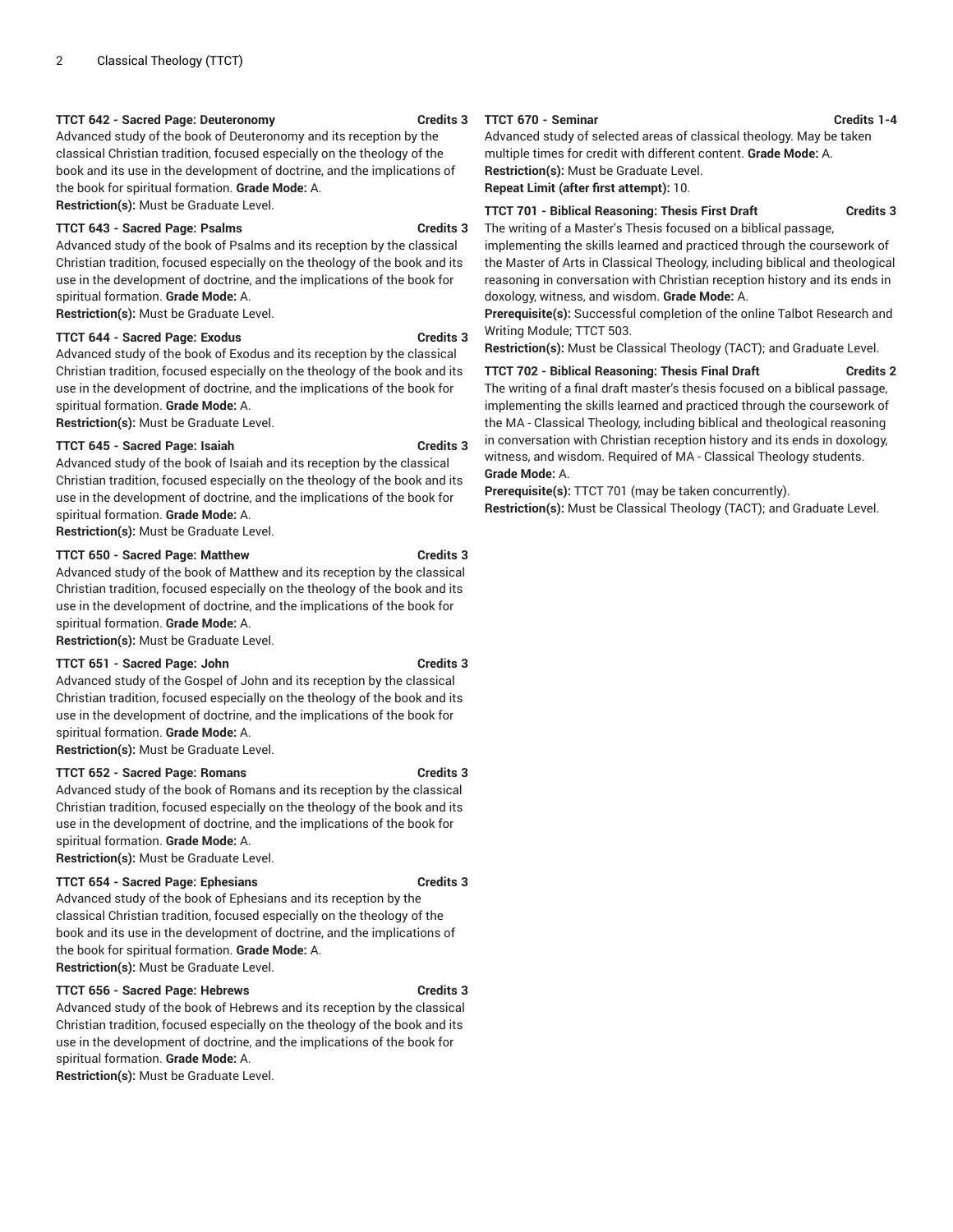**TTCT 642 - Sacred Page: Deuteronomy Credits 3**

Advanced study of the book of Deuteronomy and its reception by the classical Christian tradition, focused especially on the theology of the book and its use in the development of doctrine, and the implications of the book for spiritual formation. **Grade Mode:** A.
**Restriction(s):** Must be Graduate Level.

**TTCT 643 - Sacred Page: Psalms Credits 3**

Advanced study of the book of Psalms and its reception by the classical Christian tradition, focused especially on the theology of the book and its use in the development of doctrine, and the implications of the book for spiritual formation. **Grade Mode:** A.
**Restriction(s):** Must be Graduate Level.

**TTCT 644 - Sacred Page: Exodus Credits 3**

Advanced study of the book of Exodus and its reception by the classical Christian tradition, focused especially on the theology of the book and its use in the development of doctrine, and the implications of the book for spiritual formation. **Grade Mode:** A.
**Restriction(s):** Must be Graduate Level.

**TTCT 645 - Sacred Page: Isaiah Credits 3**

Advanced study of the book of Isaiah and its reception by the classical Christian tradition, focused especially on the theology of the book and its use in the development of doctrine, and the implications of the book for spiritual formation. **Grade Mode:** A.
**Restriction(s):** Must be Graduate Level.

**TTCT 650 - Sacred Page: Matthew Credits 3**

Advanced study of the book of Matthew and its reception by the classical Christian tradition, focused especially on the theology of the book and its use in the development of doctrine, and the implications of the book for spiritual formation. **Grade Mode:** A.
**Restriction(s):** Must be Graduate Level.

**TTCT 651 - Sacred Page: John Credits 3**

Advanced study of the Gospel of John and its reception by the classical Christian tradition, focused especially on the theology of the book and its use in the development of doctrine, and the implications of the book for spiritual formation. **Grade Mode:** A.
**Restriction(s):** Must be Graduate Level.

**TTCT 652 - Sacred Page: Romans Credits 3**

Advanced study of the book of Romans and its reception by the classical Christian tradition, focused especially on the theology of the book and its use in the development of doctrine, and the implications of the book for spiritual formation. **Grade Mode:** A.
**Restriction(s):** Must be Graduate Level.

**TTCT 654 - Sacred Page: Ephesians Credits 3**

Advanced study of the book of Ephesians and its reception by the classical Christian tradition, focused especially on the theology of the book and its use in the development of doctrine, and the implications of the book for spiritual formation. **Grade Mode:** A.
**Restriction(s):** Must be Graduate Level.

**TTCT 656 - Sacred Page: Hebrews Credits 3**

Advanced study of the book of Hebrews and its reception by the classical Christian tradition, focused especially on the theology of the book and its use in the development of doctrine, and the implications of the book for spiritual formation. **Grade Mode:** A.
**Restriction(s):** Must be Graduate Level.

**TTCT 670 - Seminar Credits 1-4**

Advanced study of selected areas of classical theology. May be taken multiple times for credit with different content. **Grade Mode:** A.
**Restriction(s):** Must be Graduate Level.
**Repeat Limit (after first attempt):** 10.

**TTCT 701 - Biblical Reasoning: Thesis First Draft Credits 3**

The writing of a Master's Thesis focused on a biblical passage, implementing the skills learned and practiced through the coursework of the Master of Arts in Classical Theology, including biblical and theological reasoning in conversation with Christian reception history and its ends in doxology, witness, and wisdom. **Grade Mode:** A.
**Prerequisite(s):** Successful completion of the online Talbot Research and Writing Module; TTCT 503.
**Restriction(s):** Must be Classical Theology (TACT); and Graduate Level.

**TTCT 702 - Biblical Reasoning: Thesis Final Draft Credits 2**

The writing of a final draft master's thesis focused on a biblical passage, implementing the skills learned and practiced through the coursework of the MA - Classical Theology, including biblical and theological reasoning in conversation with Christian reception history and its ends in doxology, witness, and wisdom. Required of MA - Classical Theology students. **Grade Mode:** A.
**Prerequisite(s):** TTCT 701 (may be taken concurrently).
**Restriction(s):** Must be Classical Theology (TACT); and Graduate Level.